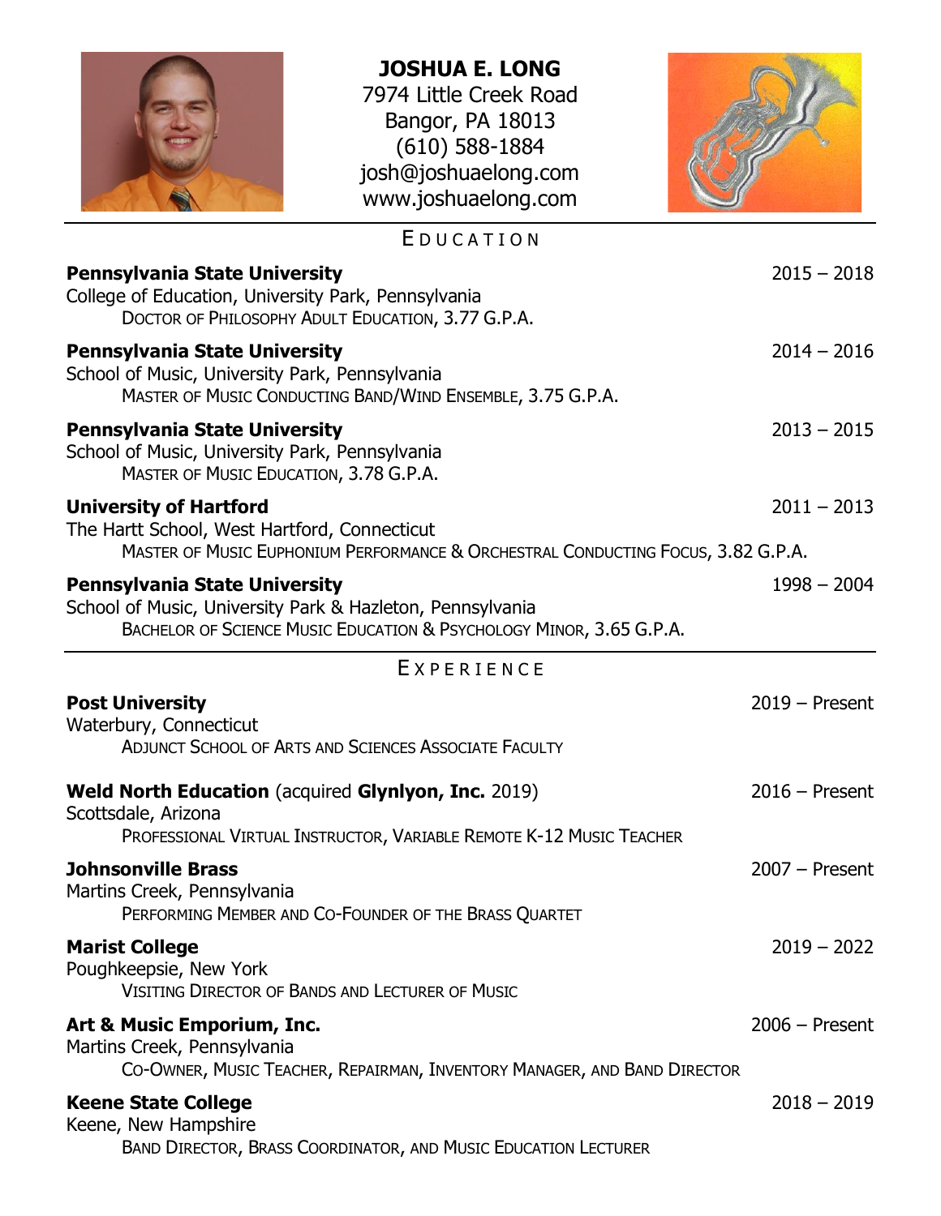# JOSHUA E. LONG

7974 Little Creek Road
Bangor, PA 18013
(610) 588-1884
josh@joshuaelong.com
www.joshuaelong.com

## EDUCATION

**Pennsylvania State University** — 2015 – 2018
College of Education, University Park, Pennsylvania
DOCTOR OF PHILOSOPHY ADULT EDUCATION, 3.77 G.P.A.

**Pennsylvania State University** — 2014 – 2016
School of Music, University Park, Pennsylvania
MASTER OF MUSIC CONDUCTING BAND/WIND ENSEMBLE, 3.75 G.P.A.

**Pennsylvania State University** — 2013 – 2015
School of Music, University Park, Pennsylvania
MASTER OF MUSIC EDUCATION, 3.78 G.P.A.

**University of Hartford** — 2011 – 2013
The Hartt School, West Hartford, Connecticut
MASTER OF MUSIC EUPHONIUM PERFORMANCE & ORCHESTRAL CONDUCTING FOCUS, 3.82 G.P.A.

**Pennsylvania State University** — 1998 – 2004
School of Music, University Park & Hazleton, Pennsylvania
BACHELOR OF SCIENCE MUSIC EDUCATION & PSYCHOLOGY MINOR, 3.65 G.P.A.

## EXPERIENCE

**Post University** — 2019 – Present
Waterbury, Connecticut
ADJUNCT SCHOOL OF ARTS AND SCIENCES ASSOCIATE FACULTY

**Weld North Education** (acquired **Glynlyon, Inc.** 2019) — 2016 – Present
Scottsdale, Arizona
PROFESSIONAL VIRTUAL INSTRUCTOR, VARIABLE REMOTE K-12 MUSIC TEACHER

**Johnsonville Brass** — 2007 – Present
Martins Creek, Pennsylvania
PERFORMING MEMBER AND CO-FOUNDER OF THE BRASS QUARTET

**Marist College** — 2019 – 2022
Poughkeepsie, New York
VISITING DIRECTOR OF BANDS AND LECTURER OF MUSIC

**Art & Music Emporium, Inc.** — 2006 – Present
Martins Creek, Pennsylvania
CO-OWNER, MUSIC TEACHER, REPAIRMAN, INVENTORY MANAGER, AND BAND DIRECTOR

**Keene State College** — 2018 – 2019
Keene, New Hampshire
BAND DIRECTOR, BRASS COORDINATOR, AND MUSIC EDUCATION LECTURER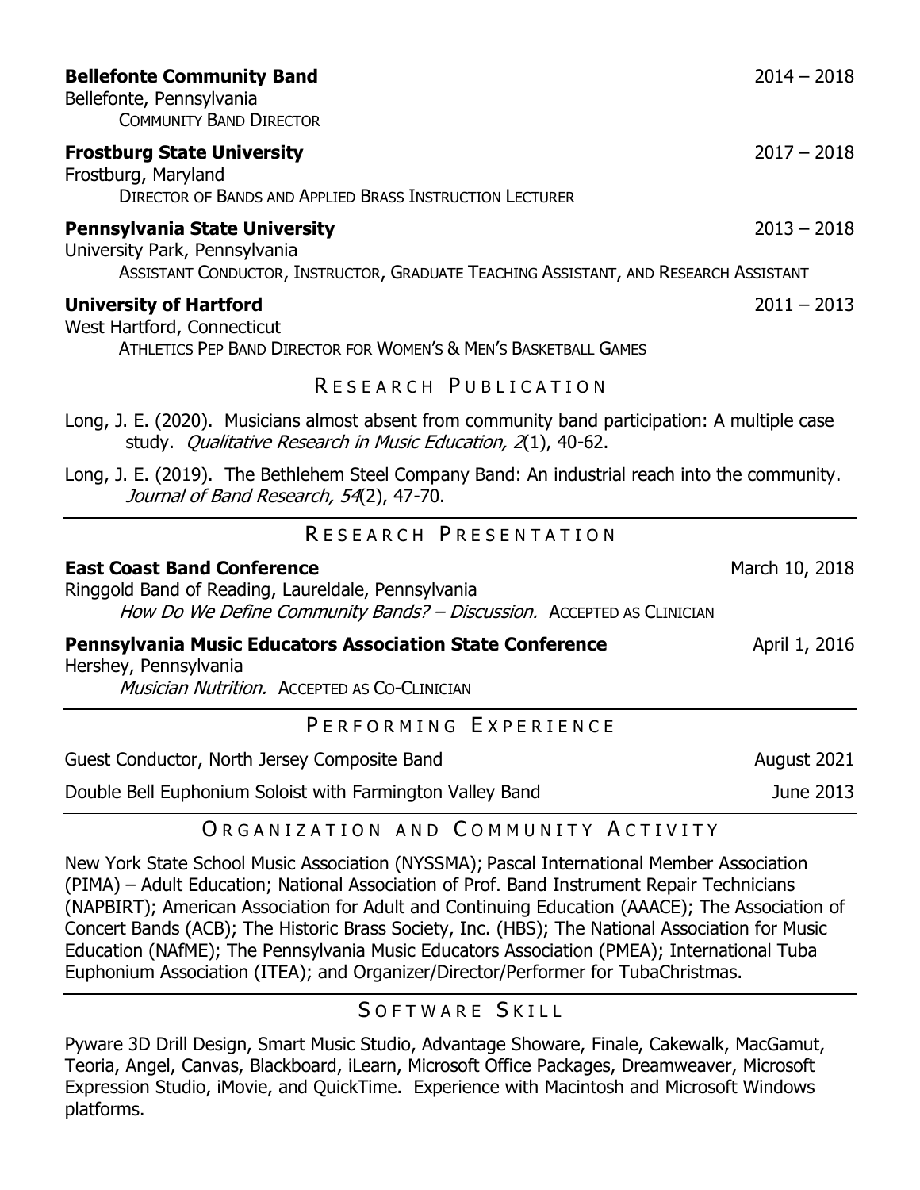**Bellefonte Community Band** 2014 – 2018
Bellefonte, Pennsylvania
COMMUNITY BAND DIRECTOR

**Frostburg State University** 2017 – 2018
Frostburg, Maryland
DIRECTOR OF BANDS AND APPLIED BRASS INSTRUCTION LECTURER

**Pennsylvania State University** 2013 – 2018
University Park, Pennsylvania
ASSISTANT CONDUCTOR, INSTRUCTOR, GRADUATE TEACHING ASSISTANT, AND RESEARCH ASSISTANT

**University of Hartford** 2011 – 2013
West Hartford, Connecticut
ATHLETICS PEP BAND DIRECTOR FOR WOMEN'S & MEN'S BASKETBALL GAMES

## RESEARCH PUBLICATION

Long, J. E. (2020). Musicians almost absent from community band participation: A multiple case study. *Qualitative Research in Music Education, 2*(1), 40-62.

Long, J. E. (2019). The Bethlehem Steel Company Band: An industrial reach into the community. *Journal of Band Research, 54*(2), 47-70.

## RESEARCH PRESENTATION

**East Coast Band Conference** March 10, 2018
Ringgold Band of Reading, Laureldale, Pennsylvania
*How Do We Define Community Bands? – Discussion.* ACCEPTED AS CLINICIAN

**Pennsylvania Music Educators Association State Conference** April 1, 2016
Hershey, Pennsylvania
*Musician Nutrition.* ACCEPTED AS CO-CLINICIAN

## PERFORMING EXPERIENCE

Guest Conductor, North Jersey Composite Band August 2021

Double Bell Euphonium Soloist with Farmington Valley Band June 2013

## ORGANIZATION AND COMMUNITY ACTIVITY

New York State School Music Association (NYSSMA); Pascal International Member Association (PIMA) – Adult Education; National Association of Prof. Band Instrument Repair Technicians (NAPBIRT); American Association for Adult and Continuing Education (AAACE); The Association of Concert Bands (ACB); The Historic Brass Society, Inc. (HBS); The National Association for Music Education (NAfME); The Pennsylvania Music Educators Association (PMEA); International Tuba Euphonium Association (ITEA); and Organizer/Director/Performer for TubaChristmas.

## SOFTWARE SKILL

Pyware 3D Drill Design, Smart Music Studio, Advantage Showare, Finale, Cakewalk, MacGamut, Teoria, Angel, Canvas, Blackboard, iLearn, Microsoft Office Packages, Dreamweaver, Microsoft Expression Studio, iMovie, and QuickTime. Experience with Macintosh and Microsoft Windows platforms.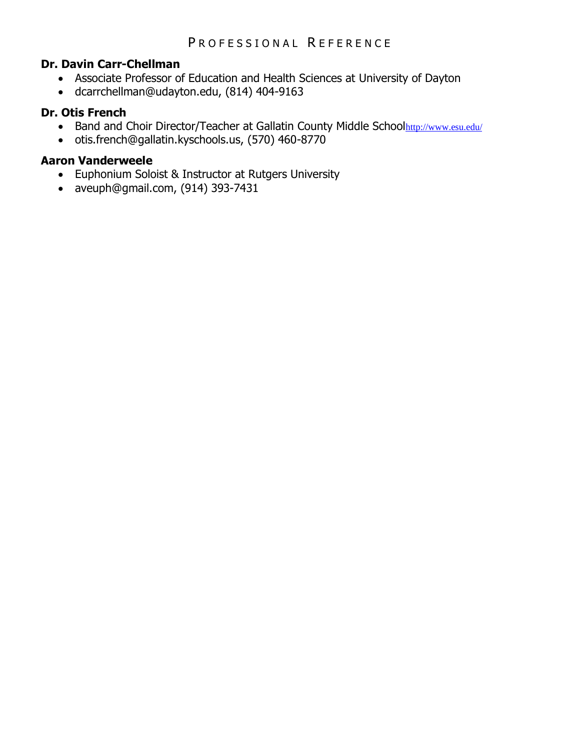# PROFESSIONAL REFERENCE

### Dr. Davin Carr-Chellman

- Associate Professor of Education and Health Sciences at University of Dayton
- dcarrchellman@udayton.edu, (814) 404-9163

### Dr. Otis French

- Band and Choir Director/Teacher at Gallatin County Middle Schoolhttp://www.esu.edu/
- otis.french@gallatin.kyschools.us, (570) 460-8770

### Aaron Vanderweele

- Euphonium Soloist & Instructor at Rutgers University
- aveuph@gmail.com, (914) 393-7431